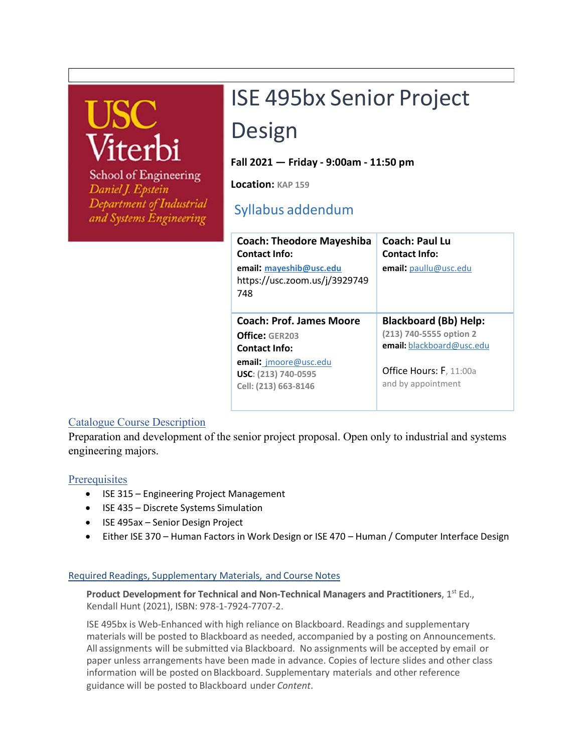USC Viterbi School of Engineering
Daniel J. Epstein Department of Industrial and Systems Engineering

# ISE 495bx Senior Project Design

**Fall 2021 — Friday - 9:00am - 11:50 pm**

**Location:** KAP 159

## Syllabus addendum

| **Coach: Theodore Mayeshiba**<br>**Contact Info:**<br>**email:** mayeshib@usc.edu<br>https://usc.zoom.us/j/3929749748 | **Coach: Paul Lu**<br>**Contact Info:**<br>**email:** paullu@usc.edu |
|---|---|
| **Coach: Prof. James Moore**<br>**Office:** GER203<br>**Contact Info:**<br>**email:** jmoore@usc.edu<br>**USC**: (213) 740-0595<br>Cell: (213) 663-8146 | **Blackboard (Bb) Help:**<br>(213) 740-5555 option 2<br>**email:** blackboard@usc.edu<br><br>Office Hours: F, 11:00a and by appointment |

### Catalogue Course Description

Preparation and development of the senior project proposal. Open only to industrial and systems engineering majors.

### Prerequisites

- ISE 315 – Engineering Project Management
- ISE 435 – Discrete Systems Simulation
- ISE 495ax – Senior Design Project
- Either ISE 370 – Human Factors in Work Design or ISE 470 – Human / Computer Interface Design

### Required Readings, Supplementary Materials, and Course Notes

**Product Development for Technical and Non-Technical Managers and Practitioners**, 1st Ed., Kendall Hunt (2021), ISBN: 978-1-7924-7707-2.

ISE 495bx is Web-Enhanced with high reliance on Blackboard. Readings and supplementary materials will be posted to Blackboard as needed, accompanied by a posting on Announcements. All assignments will be submitted via Blackboard. No assignments will be accepted by email or paper unless arrangements have been made in advance. Copies of lecture slides and other class information will be posted on Blackboard. Supplementary materials and other reference guidance will be posted to Blackboard under *Content*.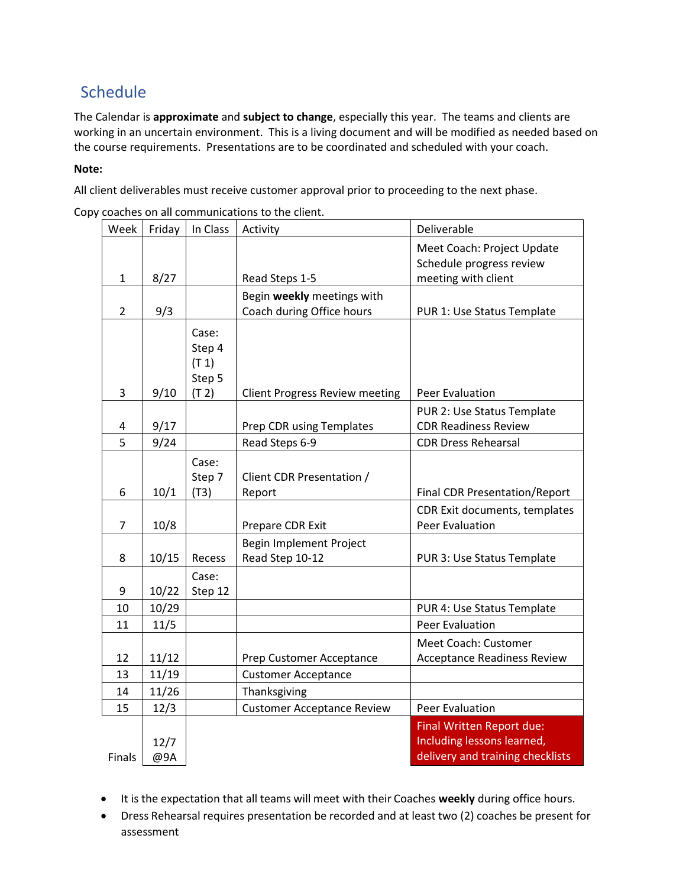## Schedule

The Calendar is **approximate** and **subject to change**, especially this year. The teams and clients are working in an uncertain environment. This is a living document and will be modified as needed based on the course requirements. Presentations are to be coordinated and scheduled with your coach.

**Note:**

All client deliverables must receive customer approval prior to proceeding to the next phase.

Copy coaches on all communications to the client.

| Week | Friday | In Class | Activity | Deliverable |
|---|---|---|---|---|
| 1 | 8/27 | | Read Steps 1-5 | Meet Coach: Project Update Schedule progress review meeting with client |
| 2 | 9/3 | | Begin **weekly** meetings with Coach during Office hours | PUR 1: Use Status Template |
| 3 | 9/10 | Case: Step 4 (T 1) Step 5 (T 2) | Client Progress Review meeting | Peer Evaluation |
| 4 | 9/17 | | Prep CDR using Templates | PUR 2: Use Status Template CDR Readiness Review |
| 5 | 9/24 | | Read Steps 6-9 | CDR Dress Rehearsal |
| 6 | 10/1 | Case: Step 7 (T3) | Client CDR Presentation / Report | Final CDR Presentation/Report |
| 7 | 10/8 | | Prepare CDR Exit | CDR Exit documents, templates Peer Evaluation |
| 8 | 10/15 | Recess | Begin Implement Project Read Step 10-12 | PUR 3: Use Status Template |
| 9 | 10/22 | Case: Step 12 | | |
| 10 | 10/29 | | | PUR 4: Use Status Template |
| 11 | 11/5 | | | Peer Evaluation |
| 12 | 11/12 | | Prep Customer Acceptance | Meet Coach: Customer Acceptance Readiness Review |
| 13 | 11/19 | | Customer Acceptance | |
| 14 | 11/26 | | Thanksgiving | |
| 15 | 12/3 | | Customer Acceptance Review | Peer Evaluation |
| Finals | 12/7 @9A | | | Final Written Report due: Including lessons learned, delivery and training checklists |

- It is the expectation that all teams will meet with their Coaches **weekly** during office hours.
- Dress Rehearsal requires presentation be recorded and at least two (2) coaches be present for assessment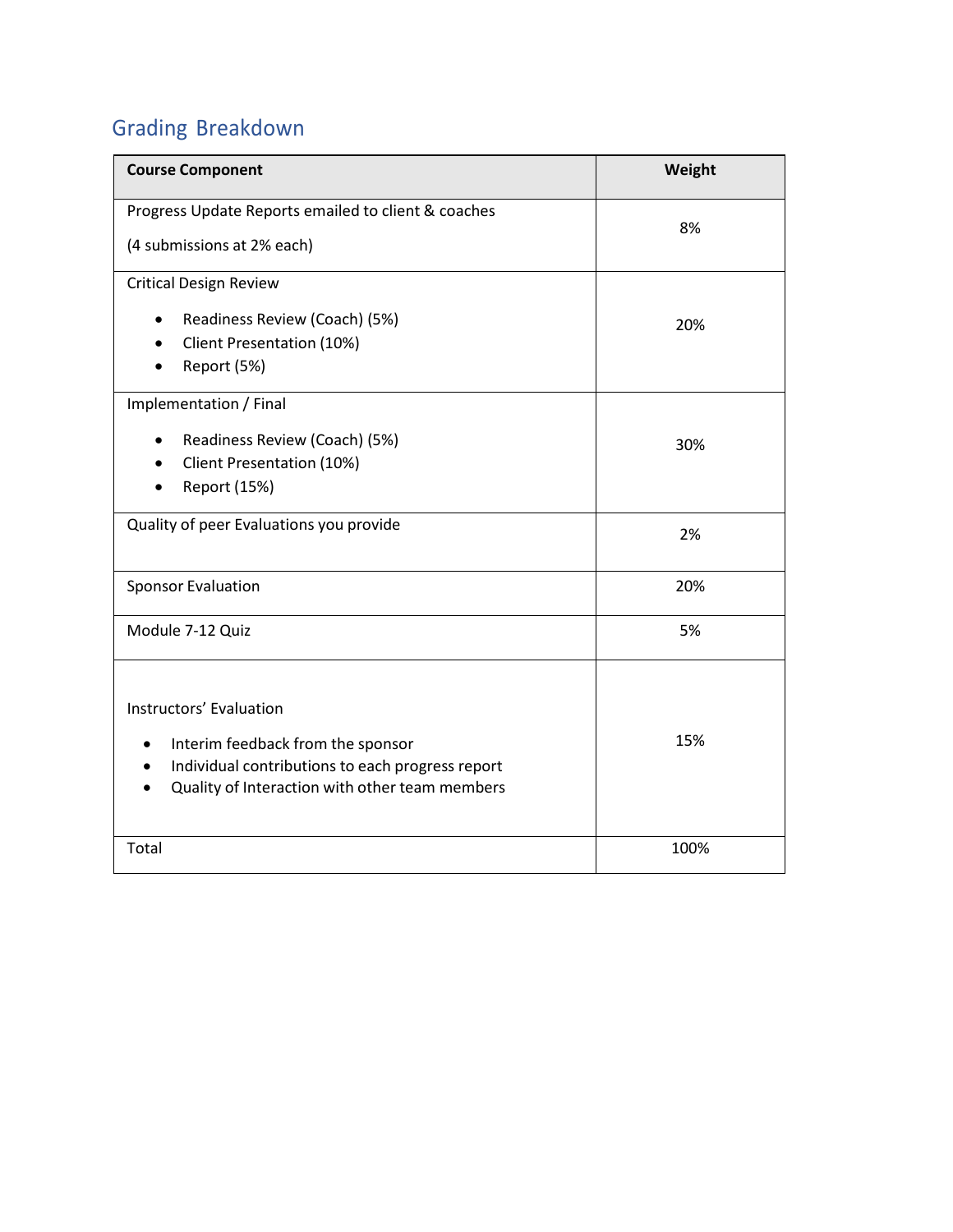## Grading Breakdown

| Course Component | Weight |
|---|---|
| Progress Update Reports emailed to client & coaches<br><br>(4 submissions at 2% each) | 8% |
| Critical Design Review<br>• Readiness Review (Coach) (5%)<br>• Client Presentation (10%)<br>• Report (5%) | 20% |
| Implementation / Final<br>• Readiness Review (Coach) (5%)<br>• Client Presentation (10%)<br>• Report (15%) | 30% |
| Quality of peer Evaluations you provide | 2% |
| Sponsor Evaluation | 20% |
| Module 7-12 Quiz | 5% |
| Instructors' Evaluation<br>• Interim feedback from the sponsor<br>• Individual contributions to each progress report<br>• Quality of Interaction with other team members | 15% |
| Total | 100% |